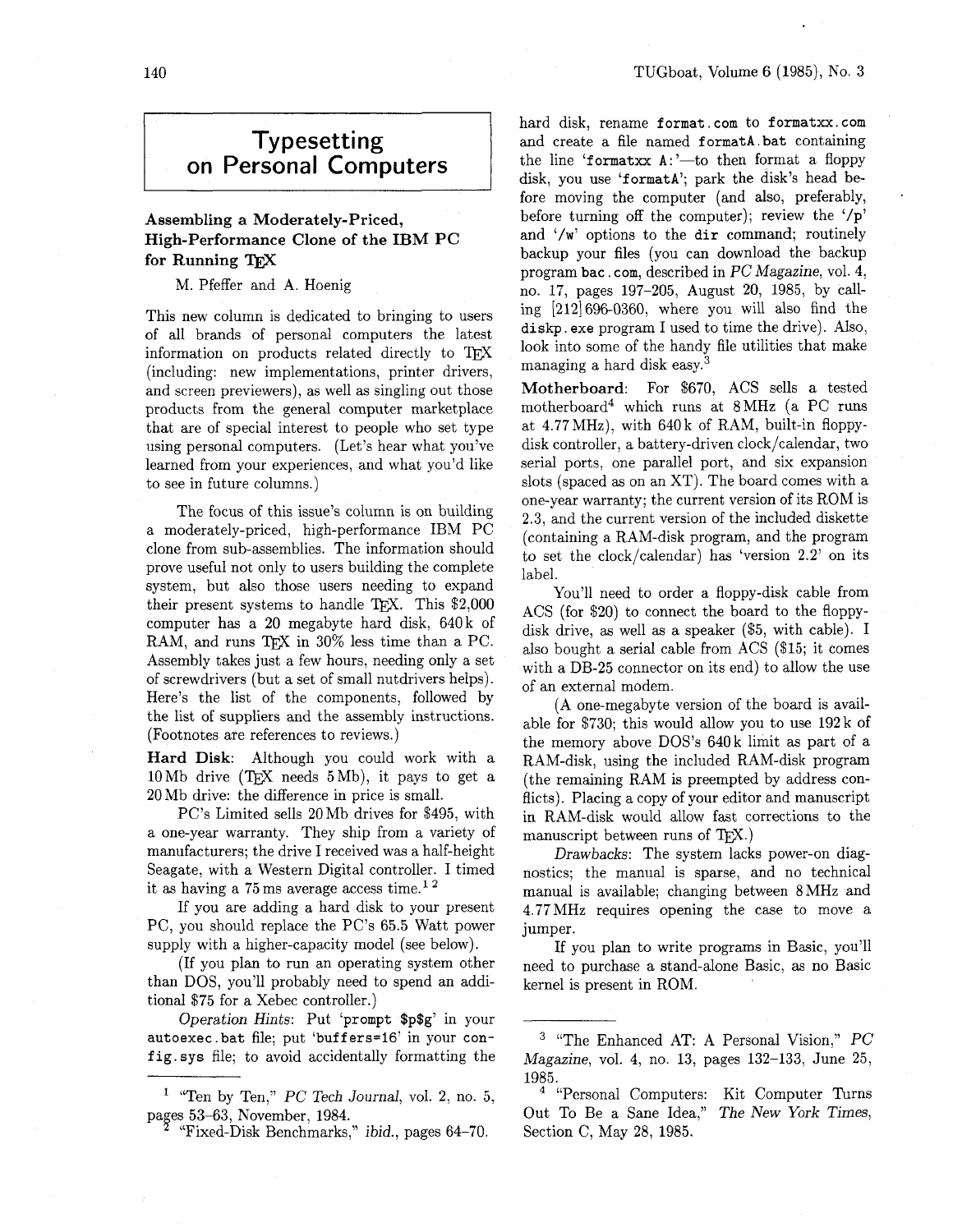# Typesetting on Personal Computers

## Assembling a Moderately-Priced, High-Performance Clone of the IBM PC for Running TeX

M. Pfeffer and A. Hoenig

This new column is dedicated to bringing to users of all brands of personal computers the latest information on products related directly to TeX (including: new implementations, printer drivers, and screen previewers), as well as singling out those products from the general computer marketplace that are of special interest to people who set type using personal computers. (Let's hear what you've learned from your experiences, and what you'd like to see in future columns.)

The focus of this issue's column is on building a moderately-priced, high-performance IBM PC clone from sub-assemblies. The information should prove useful not only to users building the complete system, but also those users needing to expand their present systems to handle TeX. This $2,000 computer has a 20 megabyte hard disk, 640 k of RAM, and runs TeX in 30% less time than a PC. Assembly takes just a few hours, needing only a set of screwdrivers (but a set of small nutdrivers helps). Here's the list of the components, followed by the list of suppliers and the assembly instructions. (Footnotes are references to reviews.)

**Hard Disk**: Although you could work with a 10 Mb drive (TeX needs 5 Mb), it pays to get a 20 Mb drive: the difference in price is small.

PC's Limited sells 20 Mb drives for $495, with a one-year warranty. They ship from a variety of manufacturers; the drive I received was a half-height Seagate, with a Western Digital controller. I timed it as having a 75 ms average access time.[1 2]

If you are adding a hard disk to your present PC, you should replace the PC's 65.5 Watt power supply with a higher-capacity model (see below).

(If you plan to run an operating system other than DOS, you'll probably need to spend an additional $75 for a Xebec controller.)

*Operation Hints*: Put '`prompt $p$g`' in your `autoexec.bat` file; put '`buffers=16`' in your `config.sys` file; to avoid accidentally formatting the hard disk, rename `format.com` to `formatxx.com` and create a file named `formatA.bat` containing the line '`formatxx A:`'—to then format a floppy disk, you use '`formatA`'; park the disk's head before moving the computer (and also, preferably, before turning off the computer); review the '`/p`' and '`/w`' options to the `dir` command; routinely backup your files (you can download the backup program `bac.com`, described in *PC Magazine*, vol. 4, no. 17, pages 197–205, August 20, 1985, by calling [212] 696-0360, where you will also find the `diskp.exe` program I used to time the drive). Also, look into some of the handy file utilities that make managing a hard disk easy.[3]

**Motherboard**: For $670, ACS sells a tested motherboard[4] which runs at 8 MHz (a PC runs at 4.77 MHz), with 640 k of RAM, built-in floppy-disk controller, a battery-driven clock/calendar, two serial ports, one parallel port, and six expansion slots (spaced as on an XT). The board comes with a one-year warranty; the current version of its ROM is 2.3, and the current version of the included diskette (containing a RAM-disk program, and the program to set the clock/calendar) has 'version 2.2' on its label.

You'll need to order a floppy-disk cable from ACS (for $20) to connect the board to the floppy-disk drive, as well as a speaker ($5, with cable). I also bought a serial cable from ACS ($15; it comes with a DB-25 connector on its end) to allow the use of an external modem.

(A one-megabyte version of the board is available for $730; this would allow you to use 192 k of the memory above DOS's 640 k limit as part of a RAM-disk, using the included RAM-disk program (the remaining RAM is preempted by address conflicts). Placing a copy of your editor and manuscript in RAM-disk would allow fast corrections to the manuscript between runs of TeX.)

*Drawbacks*: The system lacks power-on diagnostics; the manual is sparse, and no technical manual is available; changing between 8 MHz and 4.77 MHz requires opening the case to move a jumper.

If you plan to write programs in Basic, you'll need to purchase a stand-alone Basic, as no Basic kernel is present in ROM.

---

[1] "Ten by Ten," *PC Tech Journal*, vol. 2, no. 5, pages 53–63, November, 1984.

[2] "Fixed-Disk Benchmarks," *ibid.*, pages 64–70.

[3] "The Enhanced AT: A Personal Vision," *PC Magazine*, vol. 4, no. 13, pages 132–133, June 25, 1985.

[4] "Personal Computers: Kit Computer Turns Out To Be a Sane Idea," *The New York Times*, Section C, May 28, 1985.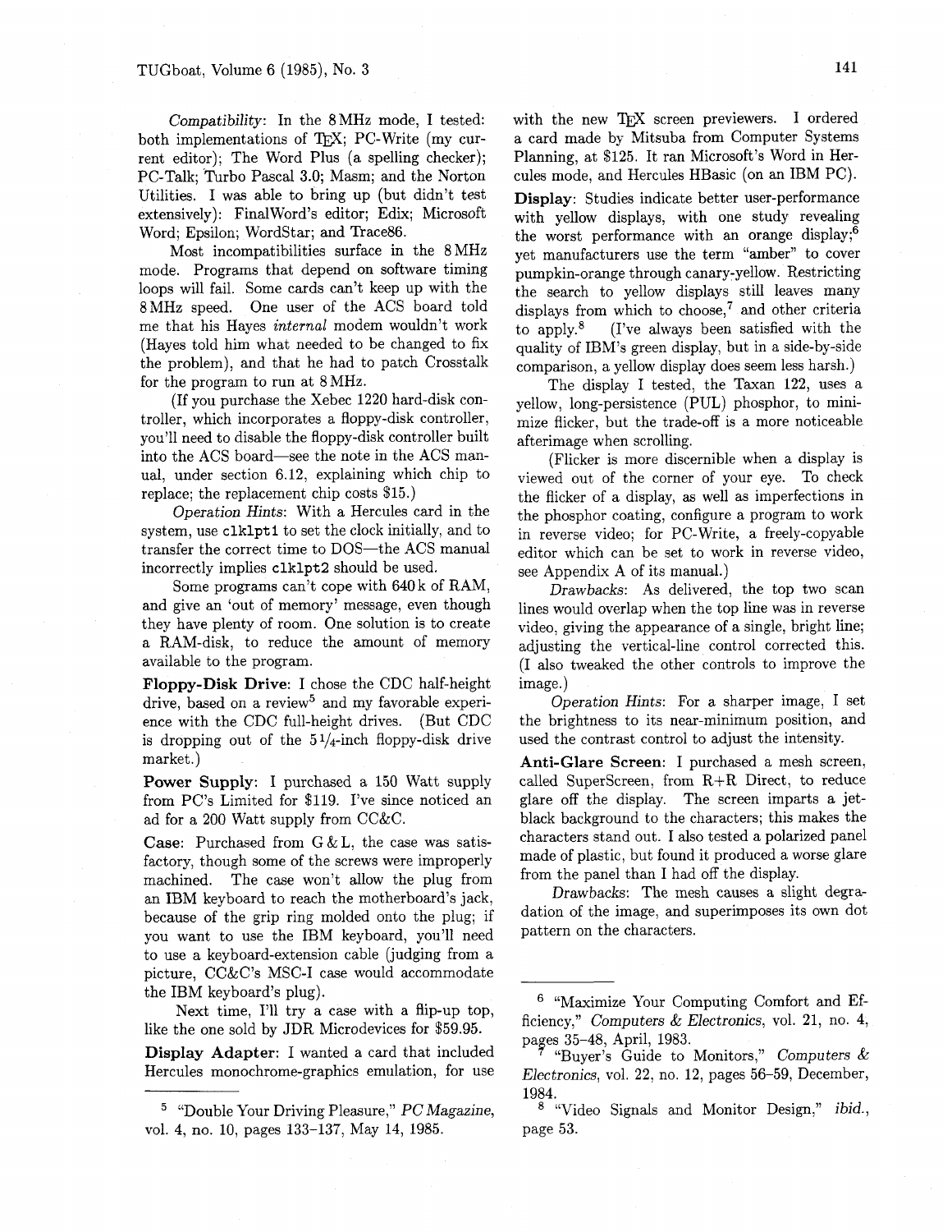*Compatibility*: In the 8 MHz mode, I tested: both implementations of TeX; PC-Write (my current editor); The Word Plus (a spelling checker); PC-Talk; Turbo Pascal 3.0; Masm; and the Norton Utilities. I was able to bring up (but didn't test extensively): FinalWord's editor; Edix; Microsoft Word; Epsilon; WordStar; and Trace86.

Most incompatibilities surface in the 8 MHz mode. Programs that depend on software timing loops will fail. Some cards can't keep up with the 8 MHz speed. One user of the ACS board told me that his Hayes *internal* modem wouldn't work (Hayes told him what needed to be changed to fix the problem), and that he had to patch Crosstalk for the program to run at 8 MHz.

(If you purchase the Xebec 1220 hard-disk controller, which incorporates a floppy-disk controller, you'll need to disable the floppy-disk controller built into the ACS board—see the note in the ACS manual, under section 6.12, explaining which chip to replace; the replacement chip costs $15.)

*Operation Hints*: With a Hercules card in the system, use `clklpt1` to set the clock initially, and to transfer the correct time to DOS—the ACS manual incorrectly implies `clklpt2` should be used.

Some programs can't cope with 640 k of RAM, and give an 'out of memory' message, even though they have plenty of room. One solution is to create a RAM-disk, to reduce the amount of memory available to the program.

**Floppy-Disk Drive**: I chose the CDC half-height drive, based on a review[5] and my favorable experience with the CDC full-height drives. (But CDC is dropping out of the 5 1/4-inch floppy-disk drive market.)

**Power Supply**: I purchased a 150 Watt supply from PC's Limited for $119. I've since noticed an ad for a 200 Watt supply from CC&C.

**Case**: Purchased from G & L, the case was satisfactory, though some of the screws were improperly machined. The case won't allow the plug from an IBM keyboard to reach the motherboard's jack, because of the grip ring molded onto the plug; if you want to use the IBM keyboard, you'll need to use a keyboard-extension cable (judging from a picture, CC&C's MSC-I case would accommodate the IBM keyboard's plug).

Next time, I'll try a case with a flip-up top, like the one sold by JDR Microdevices for $59.95.

**Display Adapter**: I wanted a card that included Hercules monochrome-graphics emulation, for use with the new TeX screen previewers. I ordered a card made by Mitsuba from Computer Systems Planning, at $125. It ran Microsoft's Word in Hercules mode, and Hercules HBasic (on an IBM PC).

**Display**: Studies indicate better user-performance with yellow displays, with one study revealing the worst performance with an orange display;[6] yet manufacturers use the term "amber" to cover pumpkin-orange through canary-yellow. Restricting the search to yellow displays still leaves many displays from which to choose,[7] and other criteria to apply.[8] (I've always been satisfied with the quality of IBM's green display, but in a side-by-side comparison, a yellow display does seem less harsh.)

The display I tested, the Taxan 122, uses a yellow, long-persistence (PUL) phosphor, to minimize flicker, but the trade-off is a more noticeable afterimage when scrolling.

(Flicker is more discernible when a display is viewed out of the corner of your eye. To check the flicker of a display, as well as imperfections in the phosphor coating, configure a program to work in reverse video; for PC-Write, a freely-copyable editor which can be set to work in reverse video, see Appendix A of its manual.)

*Drawbacks*: As delivered, the top two scan lines would overlap when the top line was in reverse video, giving the appearance of a single, bright line; adjusting the vertical-line control corrected this. (I also tweaked the other controls to improve the image.)

*Operation Hints*: For a sharper image, I set the brightness to its near-minimum position, and used the contrast control to adjust the intensity.

**Anti-Glare Screen**: I purchased a mesh screen, called SuperScreen, from R+R Direct, to reduce glare off the display. The screen imparts a jet-black background to the characters; this makes the characters stand out. I also tested a polarized panel made of plastic, but found it produced a worse glare from the panel than I had off the display.

*Drawbacks*: The mesh causes a slight degradation of the image, and superimposes its own dot pattern on the characters.

---

[5] "Double Your Driving Pleasure," *PC Magazine*, vol. 4, no. 10, pages 133–137, May 14, 1985.

[6] "Maximize Your Computing Comfort and Efficiency," *Computers & Electronics*, vol. 21, no. 4, pages 35–48, April, 1983.

[7] "Buyer's Guide to Monitors," *Computers & Electronics*, vol. 22, no. 12, pages 56–59, December, 1984.

[8] "Video Signals and Monitor Design," *ibid.*, page 53.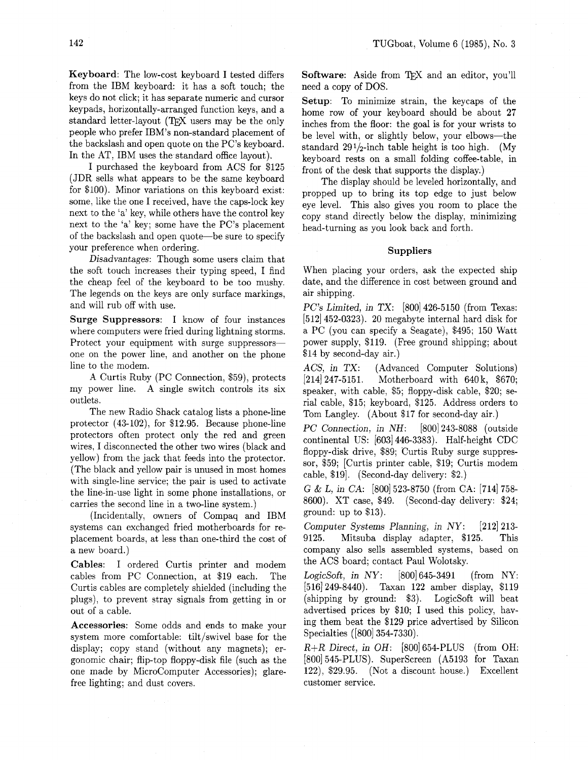**Keyboard**: The low-cost keyboard I tested differs from the IBM keyboard: it has a soft touch; the keys do not click; it has separate numeric and cursor keypads, horizontally-arranged function keys, and a standard letter-layout (TEX users may be the only people who prefer IBM's non-standard placement of the backslash and open quote on the PC's keyboard. In the AT, IBM uses the standard office layout).

I purchased the keyboard from ACS for $125 (JDR sells what appears to be the same keyboard for $100). Minor variations on this keyboard exist: some, like the one I received, have the caps-lock key next to the 'a' key, while others have the control key next to the 'a' key; some have the PC's placement of the backslash and open quote—be sure to specify your preference when ordering.

*Disadvantages*: Though some users claim that the soft touch increases their typing speed, I find the cheap feel of the keyboard to be too mushy. The legends on the keys are only surface markings, and will rub off with use.

**Surge Suppressors**: I know of four instances where computers were fried during lightning storms. Protect your equipment with surge suppressors—one on the power line, and another on the phone line to the modem.

A Curtis Ruby (PC Connection, $59), protects my power line. A single switch controls its six outlets.

The new Radio Shack catalog lists a phone-line protector (43-102), for $12.95. Because phone-line protectors often protect only the red and green wires, I disconnected the other two wires (black and yellow) from the jack that feeds into the protector. (The black and yellow pair is unused in most homes with single-line service; the pair is used to activate the line-in-use light in some phone installations, or carries the second line in a two-line system.)

(Incidentally, owners of Compaq and IBM systems can exchanged fried motherboards for replacement boards, at less than one-third the cost of a new board.)

**Cables**: I ordered Curtis printer and modem cables from PC Connection, at $19 each. The Curtis cables are completely shielded (including the plugs), to prevent stray signals from getting in or out of a cable.

**Accessories**: Some odds and ends to make your system more comfortable: tilt/swivel base for the display; copy stand (without any magnets); ergonomic chair; flip-top floppy-disk file (such as the one made by MicroComputer Accessories); glare-free lighting; and dust covers.

**Software**: Aside from TEX and an editor, you'll need a copy of DOS.

**Setup**: To minimize strain, the keycaps of the home row of your keyboard should be about 27 inches from the floor: the goal is for your wrists to be level with, or slightly below, your elbows—the standard 29½-inch table height is too high. (My keyboard rests on a small folding coffee-table, in front of the desk that supports the display.)

The display should be leveled horizontally, and propped up to bring its top edge to just below eye level. This also gives you room to place the copy stand directly below the display, minimizing head-turning as you look back and forth.

## Suppliers

When placing your orders, ask the expected ship date, and the difference in cost between ground and air shipping.

*PC's Limited, in TX*: [800] 426-5150 (from Texas: [512] 452-0323). 20 megabyte internal hard disk for a PC (you can specify a Seagate), $495; 150 Watt power supply, $119. (Free ground shipping; about $14 by second-day air.)

*ACS, in TX*: (Advanced Computer Solutions) [214] 247-5151. Motherboard with 640k, $670; speaker, with cable, $5; floppy-disk cable, $20; serial cable, $15; keyboard, $125. Address orders to Tom Langley. (About $17 for second-day air.)

*PC Connection, in NH*: [800] 243-8088 (outside continental US: [603] 446-3383). Half-height CDC floppy-disk drive, $89; Curtis Ruby surge suppressor, $59; [Curtis printer cable, $19; Curtis modem cable, $19]. (Second-day delivery: $2.)

*G & L, in CA*: [800] 523-8750 (from CA: [714] 758-8600). XT case, $49. (Second-day delivery: $24; ground: up to $13).

*Computer Systems Planning, in NY*: [212] 213-9125. Mitsuba display adapter, $125. This company also sells assembled systems, based on the ACS board; contact Paul Wolotsky.

*LogicSoft, in NY*: [800] 645-3491 (from NY: [516] 249-8440). Taxan 122 amber display, $119 (shipping by ground: $3). LogicSoft will beat advertised prices by $10; I used this policy, having them beat the $129 price advertised by Silicon Specialties ([800] 354-7330).

*R+R Direct, in OH*: [800] 654-PLUS (from OH: [800] 545-PLUS). SuperScreen (A5193 for Taxan 122), $29.95. (Not a discount house.) Excellent customer service.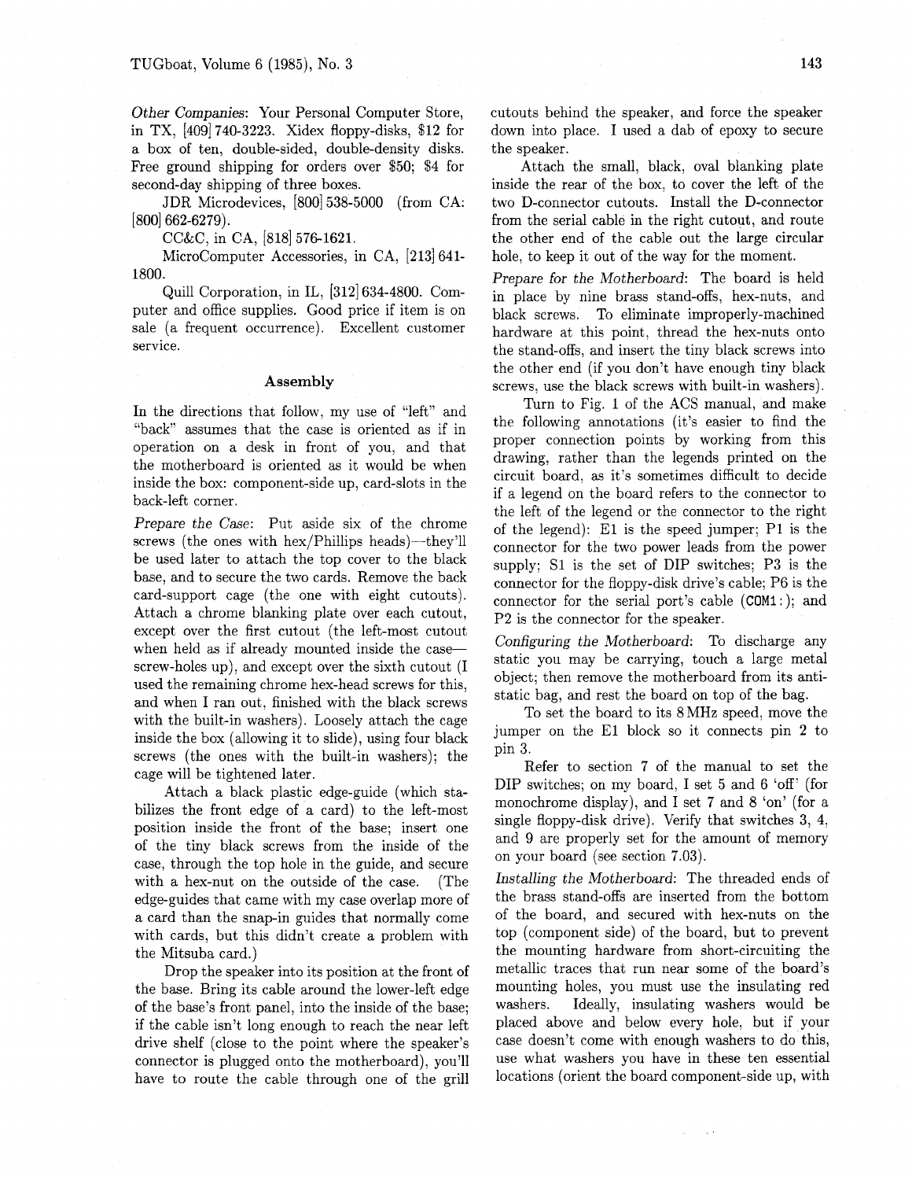*Other Companies*: Your Personal Computer Store, in TX, [409] 740-3223. Xidex floppy-disks, $12 for a box of ten, double-sided, double-density disks. Free ground shipping for orders over $50; $4 for second-day shipping of three boxes.

JDR Microdevices, [800] 538-5000 (from CA: [800] 662-6279).

CC&C, in CA, [818] 576-1621.

MicroComputer Accessories, in CA, [213] 641-1800.

Quill Corporation, in IL, [312] 634-4800. Computer and office supplies. Good price if item is on sale (a frequent occurrence). Excellent customer service.

### Assembly

In the directions that follow, my use of "left" and "back" assumes that the case is oriented as if in operation on a desk in front of you, and that the motherboard is oriented as it would be when inside the box: component-side up, card-slots in the back-left corner.

*Prepare the Case*: Put aside six of the chrome screws (the ones with hex/Phillips heads)—they'll be used later to attach the top cover to the black base, and to secure the two cards. Remove the back card-support cage (the one with eight cutouts). Attach a chrome blanking plate over each cutout, except over the first cutout (the left-most cutout when held as if already mounted inside the case—screw-holes up), and except over the sixth cutout (I used the remaining chrome hex-head screws for this, and when I ran out, finished with the black screws with the built-in washers). Loosely attach the cage inside the box (allowing it to slide), using four black screws (the ones with the built-in washers); the cage will be tightened later.

Attach a black plastic edge-guide (which stabilizes the front edge of a card) to the left-most position inside the front of the base; insert one of the tiny black screws from the inside of the case, through the top hole in the guide, and secure with a hex-nut on the outside of the case. (The edge-guides that came with my case overlap more of a card than the snap-in guides that normally come with cards, but this didn't create a problem with the Mitsuba card.)

Drop the speaker into its position at the front of the base. Bring its cable around the lower-left edge of the base's front panel, into the inside of the base; if the cable isn't long enough to reach the near left drive shelf (close to the point where the speaker's connector is plugged onto the motherboard), you'll have to route the cable through one of the grill cutouts behind the speaker, and force the speaker down into place. I used a dab of epoxy to secure the speaker.

Attach the small, black, oval blanking plate inside the rear of the box, to cover the left of the two D-connector cutouts. Install the D-connector from the serial cable in the right cutout, and route the other end of the cable out the large circular hole, to keep it out of the way for the moment.

*Prepare for the Motherboard*: The board is held in place by nine brass stand-offs, hex-nuts, and black screws. To eliminate improperly-machined hardware at this point, thread the hex-nuts onto the stand-offs, and insert the tiny black screws into the other end (if you don't have enough tiny black screws, use the black screws with built-in washers).

Turn to Fig. 1 of the ACS manual, and make the following annotations (it's easier to find the proper connection points by working from this drawing, rather than the legends printed on the circuit board, as it's sometimes difficult to decide if a legend on the board refers to the connector to the left of the legend or the connector to the right of the legend): E1 is the speed jumper; P1 is the connector for the two power leads from the power supply; S1 is the set of DIP switches; P3 is the connector for the floppy-disk drive's cable; P6 is the connector for the serial port's cable (`COM1:`); and P2 is the connector for the speaker.

*Configuring the Motherboard*: To discharge any static you may be carrying, touch a large metal object; then remove the motherboard from its anti-static bag, and rest the board on top of the bag.

To set the board to its 8 MHz speed, move the jumper on the E1 block so it connects pin 2 to pin 3.

Refer to section 7 of the manual to set the DIP switches; on my board, I set 5 and 6 'off' (for monochrome display), and I set 7 and 8 'on' (for a single floppy-disk drive). Verify that switches 3, 4, and 9 are properly set for the amount of memory on your board (see section 7.03).

*Installing the Motherboard*: The threaded ends of the brass stand-offs are inserted from the bottom of the board, and secured with hex-nuts on the top (component side) of the board, but to prevent the mounting hardware from short-circuiting the metallic traces that run near some of the board's mounting holes, you must use the insulating red washers. Ideally, insulating washers would be placed above and below every hole, but if your case doesn't come with enough washers to do this, use what washers you have in these ten essential locations (orient the board component-side up, with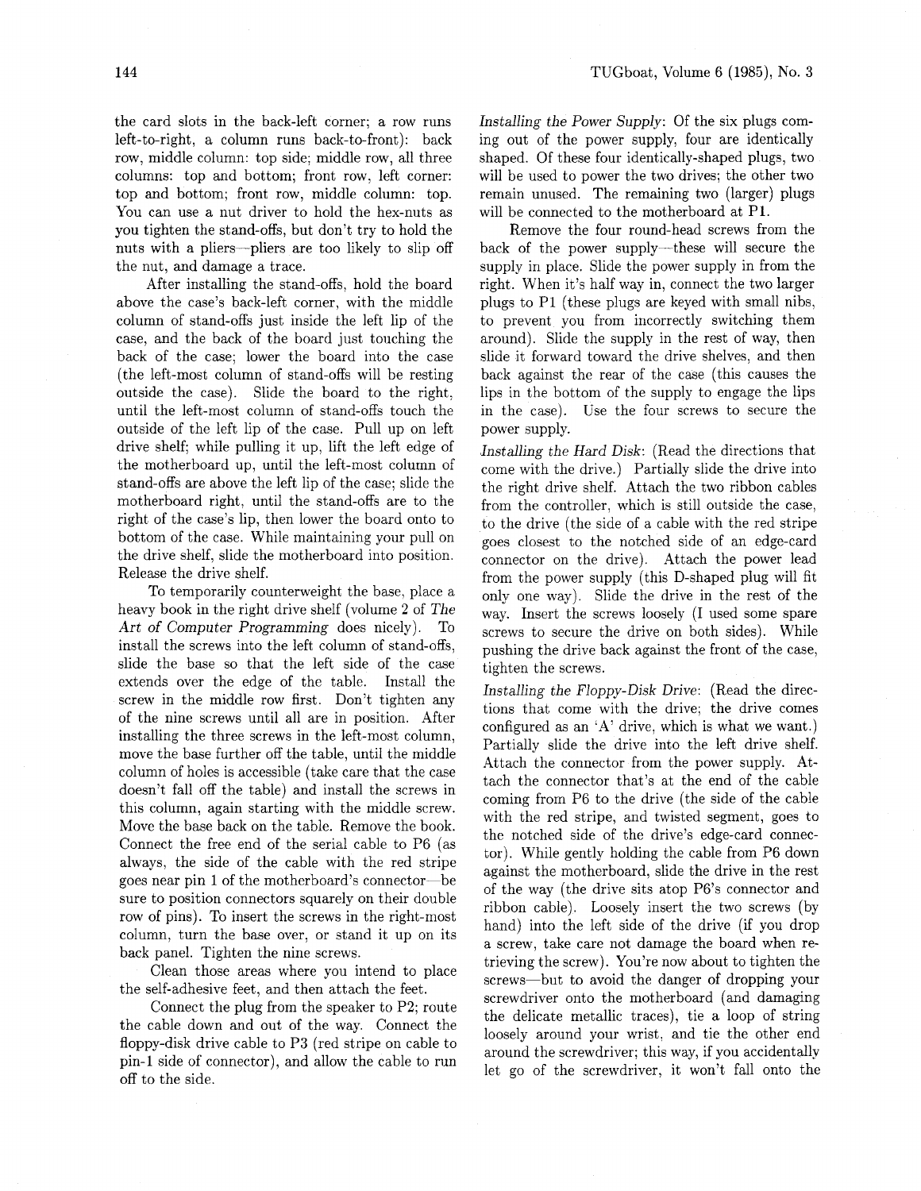the card slots in the back-left corner; a row runs left-to-right, a column runs back-to-front): back row, middle column: top side; middle row, all three columns: top and bottom; front row, left corner: top and bottom; front row, middle column: top. You can use a nut driver to hold the hex-nuts as you tighten the stand-offs, but don't try to hold the nuts with a pliers—pliers are too likely to slip off the nut, and damage a trace.

After installing the stand-offs, hold the board above the case's back-left corner, with the middle column of stand-offs just inside the left lip of the case, and the back of the board just touching the back of the case; lower the board into the case (the left-most column of stand-offs will be resting outside the case). Slide the board to the right, until the left-most column of stand-offs touch the outside of the left lip of the case. Pull up on left drive shelf; while pulling it up, lift the left edge of the motherboard up, until the left-most column of stand-offs are above the left lip of the case; slide the motherboard right, until the stand-offs are to the right of the case's lip, then lower the board onto to bottom of the case. While maintaining your pull on the drive shelf, slide the motherboard into position. Release the drive shelf.

To temporarily counterweight the base, place a heavy book in the right drive shelf (volume 2 of *The Art of Computer Programming* does nicely). To install the screws into the left column of stand-offs, slide the base so that the left side of the case extends over the edge of the table. Install the screw in the middle row first. Don't tighten any of the nine screws until all are in position. After installing the three screws in the left-most column, move the base further off the table, until the middle column of holes is accessible (take care that the case doesn't fall off the table) and install the screws in this column, again starting with the middle screw. Move the base back on the table. Remove the book. Connect the free end of the serial cable to P6 (as always, the side of the cable with the red stripe goes near pin 1 of the motherboard's connector—be sure to position connectors squarely on their double row of pins). To insert the screws in the right-most column, turn the base over, or stand it up on its back panel. Tighten the nine screws.

Clean those areas where you intend to place the self-adhesive feet, and then attach the feet.

Connect the plug from the speaker to P2; route the cable down and out of the way. Connect the floppy-disk drive cable to P3 (red stripe on cable to pin-1 side of connector), and allow the cable to run off to the side.

*Installing the Power Supply*: Of the six plugs coming out of the power supply, four are identically shaped. Of these four identically-shaped plugs, two will be used to power the two drives; the other two remain unused. The remaining two (larger) plugs will be connected to the motherboard at P1.

Remove the four round-head screws from the back of the power supply—these will secure the supply in place. Slide the power supply in from the right. When it's half way in, connect the two larger plugs to P1 (these plugs are keyed with small nibs, to prevent you from incorrectly switching them around). Slide the supply in the rest of way, then slide it forward toward the drive shelves, and then back against the rear of the case (this causes the lips in the bottom of the supply to engage the lips in the case). Use the four screws to secure the power supply.

*Installing the Hard Disk*: (Read the directions that come with the drive.) Partially slide the drive into the right drive shelf. Attach the two ribbon cables from the controller, which is still outside the case, to the drive (the side of a cable with the red stripe goes closest to the notched side of an edge-card connector on the drive). Attach the power lead from the power supply (this D-shaped plug will fit only one way). Slide the drive in the rest of the way. Insert the screws loosely (I used some spare screws to secure the drive on both sides). While pushing the drive back against the front of the case, tighten the screws.

*Installing the Floppy-Disk Drive*: (Read the directions that come with the drive; the drive comes configured as an 'A' drive, which is what we want.) Partially slide the drive into the left drive shelf. Attach the connector from the power supply. Attach the connector that's at the end of the cable coming from P6 to the drive (the side of the cable with the red stripe, and twisted segment, goes to the notched side of the drive's edge-card connector). While gently holding the cable from P6 down against the motherboard, slide the drive in the rest of the way (the drive sits atop P6's connector and ribbon cable). Loosely insert the two screws (by hand) into the left side of the drive (if you drop a screw, take care not damage the board when retrieving the screw). You're now about to tighten the screws—but to avoid the danger of dropping your screwdriver onto the motherboard (and damaging the delicate metallic traces), tie a loop of string loosely around your wrist, and tie the other end around the screwdriver; this way, if you accidentally let go of the screwdriver, it won't fall onto the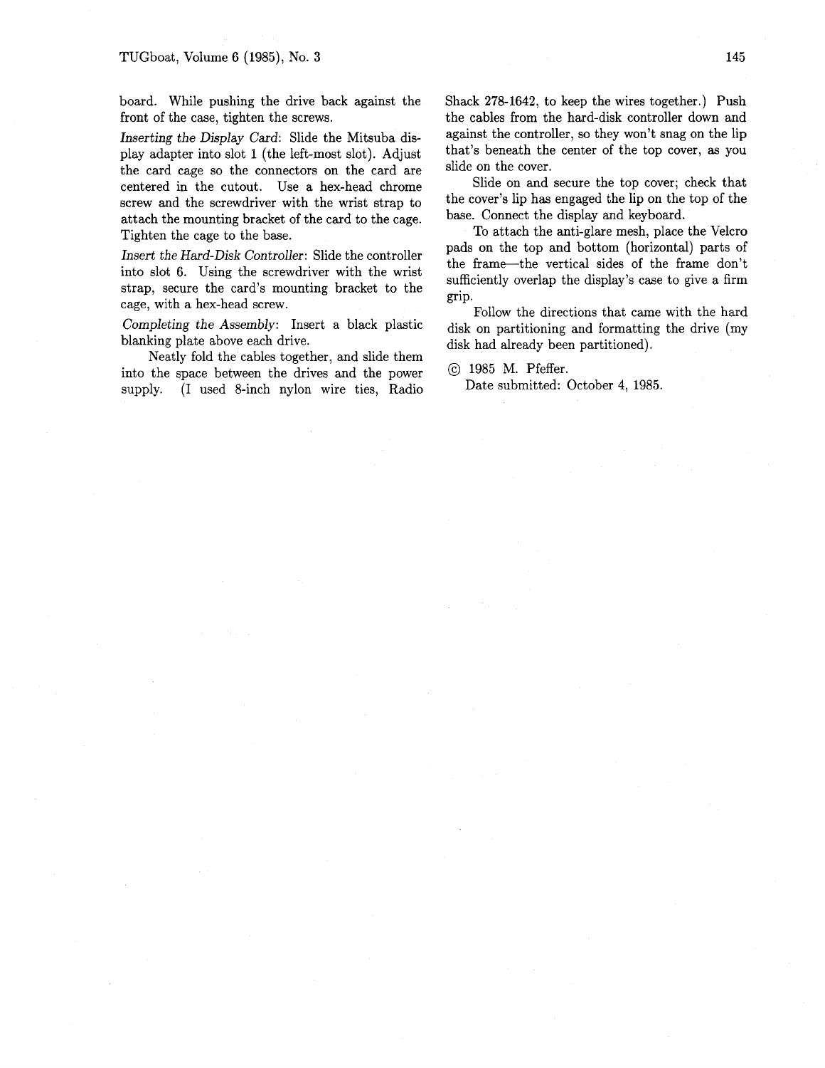board. While pushing the drive back against the front of the case, tighten the screws.

*Inserting the Display Card*: Slide the Mitsuba display adapter into slot 1 (the left-most slot). Adjust the card cage so the connectors on the card are centered in the cutout. Use a hex-head chrome screw and the screwdriver with the wrist strap to attach the mounting bracket of the card to the cage. Tighten the cage to the base.

*Insert the Hard-Disk Controller*: Slide the controller into slot 6. Using the screwdriver with the wrist strap, secure the card's mounting bracket to the cage, with a hex-head screw.

*Completing the Assembly*: Insert a black plastic blanking plate above each drive.

Neatly fold the cables together, and slide them into the space between the drives and the power supply. (I used 8-inch nylon wire ties, Radio Shack 278-1642, to keep the wires together.) Push the cables from the hard-disk controller down and against the controller, so they won't snag on the lip that's beneath the center of the top cover, as you slide on the cover.

Slide on and secure the top cover; check that the cover's lip has engaged the lip on the top of the base. Connect the display and keyboard.

To attach the anti-glare mesh, place the Velcro pads on the top and bottom (horizontal) parts of the frame—the vertical sides of the frame don't sufficiently overlap the display's case to give a firm grip.

Follow the directions that came with the hard disk on partitioning and formatting the drive (my disk had already been partitioned).

© 1985 M. Pfeffer.

Date submitted: October 4, 1985.